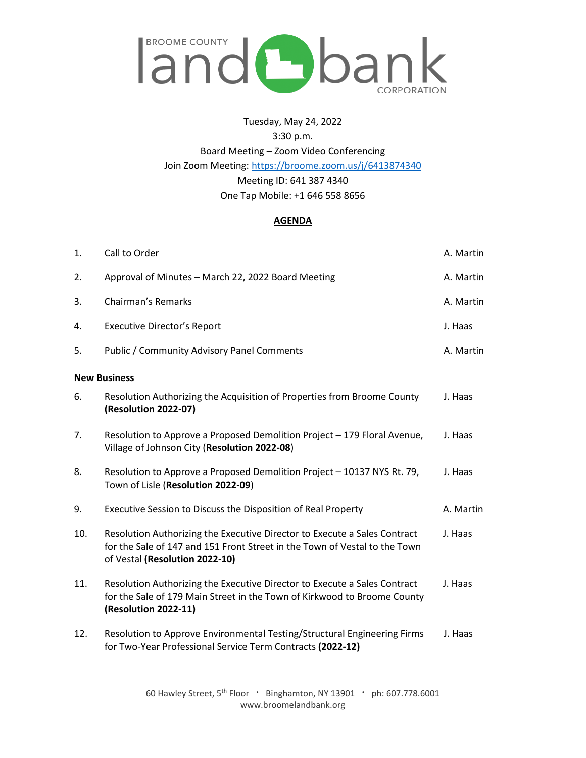BROOME COUNTY land bank CORPORATION

Tuesday, May 24, 2022
3:30 p.m.
Board Meeting – Zoom Video Conferencing
Join Zoom Meeting: https://broome.zoom.us/j/6413874340
Meeting ID: 641 387 4340
One Tap Mobile: +1 646 558 8656

**AGENDA**

| | | |
|---|---|---|
| 1. | Call to Order | A. Martin |
| 2. | Approval of Minutes – March 22, 2022 Board Meeting | A. Martin |
| 3. | Chairman's Remarks | A. Martin |
| 4. | Executive Director's Report | J. Haas |
| 5. | Public / Community Advisory Panel Comments | A. Martin |

**New Business**

| | | |
|---|---|---|
| 6. | Resolution Authorizing the Acquisition of Properties from Broome County **(Resolution 2022-07)** | J. Haas |
| 7. | Resolution to Approve a Proposed Demolition Project – 179 Floral Avenue, Village of Johnson City (**Resolution 2022-08**) | J. Haas |
| 8. | Resolution to Approve a Proposed Demolition Project – 10137 NYS Rt. 79, Town of Lisle (**Resolution 2022-09**) | J. Haas |
| 9. | Executive Session to Discuss the Disposition of Real Property | A. Martin |
| 10. | Resolution Authorizing the Executive Director to Execute a Sales Contract for the Sale of 147 and 151 Front Street in the Town of Vestal to the Town of Vestal **(Resolution 2022-10)** | J. Haas |
| 11. | Resolution Authorizing the Executive Director to Execute a Sales Contract for the Sale of 179 Main Street in the Town of Kirkwood to Broome County **(Resolution 2022-11)** | J. Haas |
| 12. | Resolution to Approve Environmental Testing/Structural Engineering Firms for Two-Year Professional Service Term Contracts **(2022-12)** | J. Haas |

60 Hawley Street, 5th Floor • Binghamton, NY 13901 • ph: 607.778.6001
www.broomelandbank.org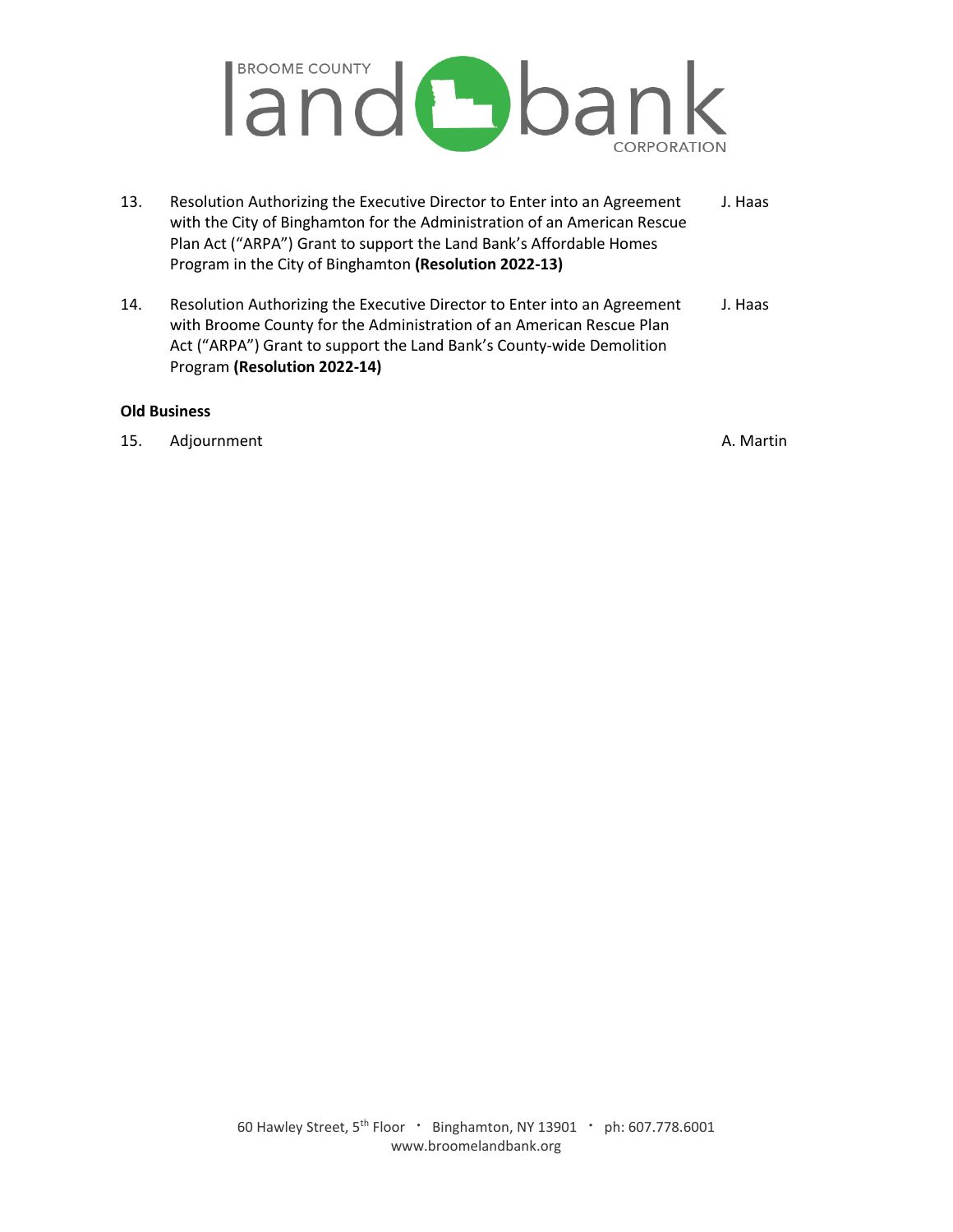13. Resolution Authorizing the Executive Director to Enter into an Agreement with the City of Binghamton for the Administration of an American Rescue Plan Act ("ARPA") Grant to support the Land Bank's Affordable Homes Program in the City of Binghamton **(Resolution 2022-13)** — J. Haas

14. Resolution Authorizing the Executive Director to Enter into an Agreement with Broome County for the Administration of an American Rescue Plan Act ("ARPA") Grant to support the Land Bank's County-wide Demolition Program **(Resolution 2022-14)** — J. Haas

**Old Business**

15. Adjournment — A. Martin